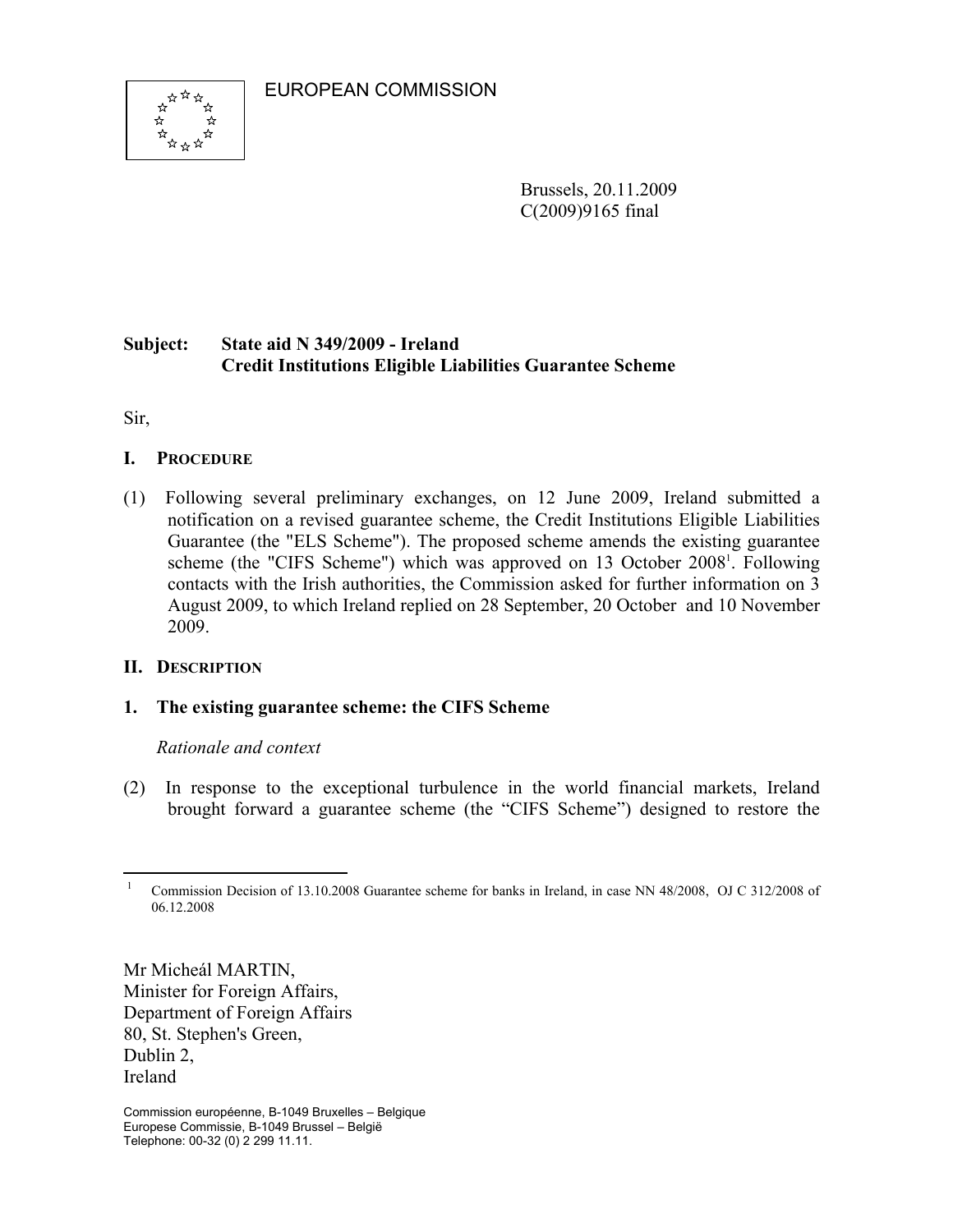EUROPEAN COMMISSION

Brussels, 20.11.2009
C(2009)9165 final

**Subject: State aid N 349/2009 - Ireland**
**Credit Institutions Eligible Liabilities Guarantee Scheme**

Sir,

## I. PROCEDURE

(1) Following several preliminary exchanges, on 12 June 2009, Ireland submitted a notification on a revised guarantee scheme, the Credit Institutions Eligible Liabilities Guarantee (the "ELS Scheme"). The proposed scheme amends the existing guarantee scheme (the "CIFS Scheme") which was approved on 13 October 2008[1]. Following contacts with the Irish authorities, the Commission asked for further information on 3 August 2009, to which Ireland replied on 28 September, 20 October and 10 November 2009.

## II. DESCRIPTION

### 1. The existing guarantee scheme: the CIFS Scheme

*Rationale and context*

(2) In response to the exceptional turbulence in the world financial markets, Ireland brought forward a guarantee scheme (the "CIFS Scheme") designed to restore the

[1] Commission Decision of 13.10.2008 Guarantee scheme for banks in Ireland, in case NN 48/2008, OJ C 312/2008 of 06.12.2008

Mr Micheál MARTIN,
Minister for Foreign Affairs,
Department of Foreign Affairs
80, St. Stephen's Green,
Dublin 2,
Ireland

Commission européenne, B-1049 Bruxelles – Belgique
Europese Commissie, B-1049 Brussel – België
Telephone: 00-32 (0) 2 299 11.11.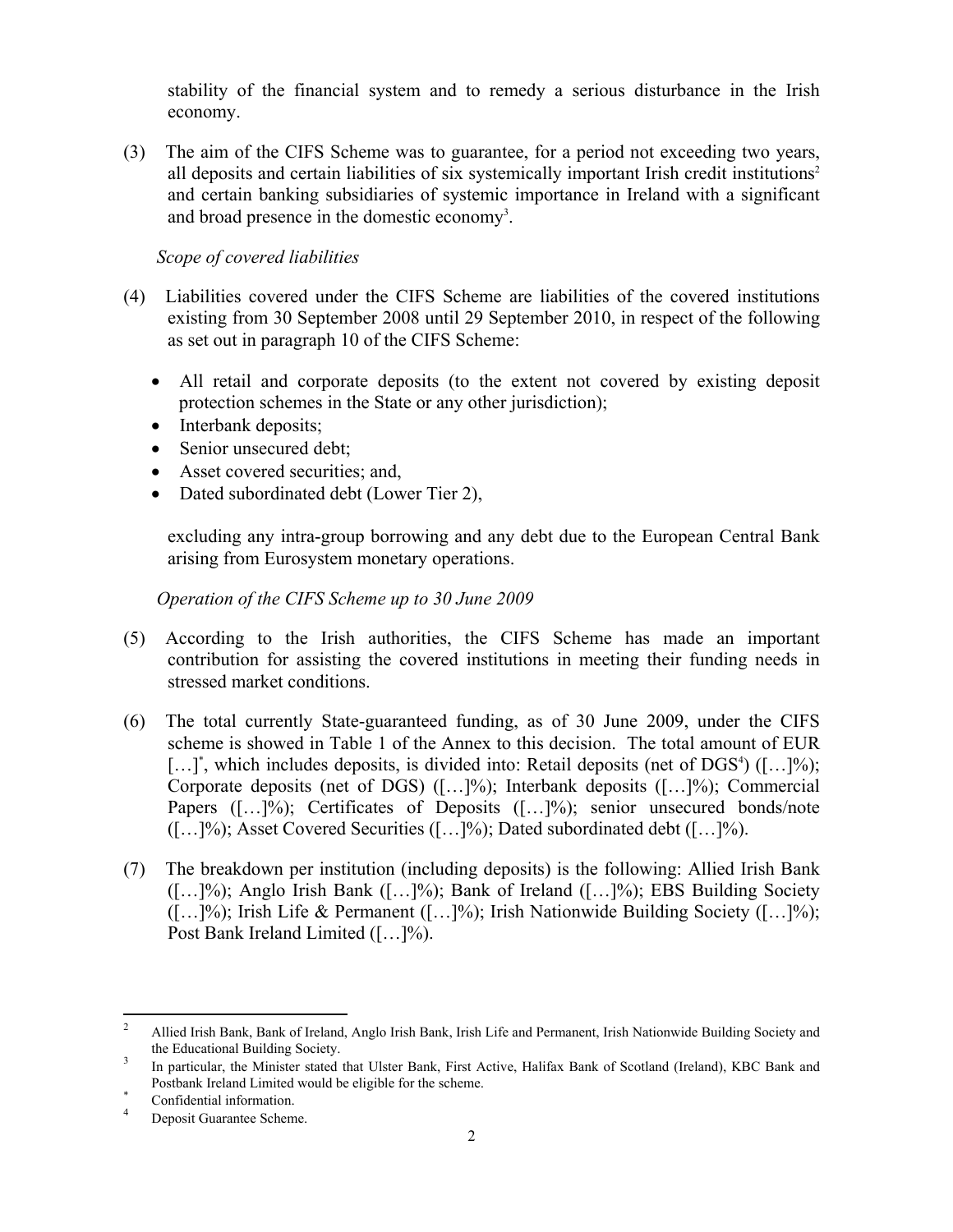stability of the financial system and to remedy a serious disturbance in the Irish economy.

(3) The aim of the CIFS Scheme was to guarantee, for a period not exceeding two years, all deposits and certain liabilities of six systemically important Irish credit institutions[2] and certain banking subsidiaries of systemic importance in Ireland with a significant and broad presence in the domestic economy[3].

*Scope of covered liabilities*

(4) Liabilities covered under the CIFS Scheme are liabilities of the covered institutions existing from 30 September 2008 until 29 September 2010, in respect of the following as set out in paragraph 10 of the CIFS Scheme:

- All retail and corporate deposits (to the extent not covered by existing deposit protection schemes in the State or any other jurisdiction);
- Interbank deposits;
- Senior unsecured debt;
- Asset covered securities; and,
- Dated subordinated debt (Lower Tier 2),

excluding any intra-group borrowing and any debt due to the European Central Bank arising from Eurosystem monetary operations.

*Operation of the CIFS Scheme up to 30 June 2009*

(5) According to the Irish authorities, the CIFS Scheme has made an important contribution for assisting the covered institutions in meeting their funding needs in stressed market conditions.

(6) The total currently State-guaranteed funding, as of 30 June 2009, under the CIFS scheme is showed in Table 1 of the Annex to this decision. The total amount of EUR […][*], which includes deposits, is divided into: Retail deposits (net of DGS[4]) ([…]%); Corporate deposits (net of DGS) ([…]%); Interbank deposits ([…]%); Commercial Papers ([…]%); Certificates of Deposits ([…]%); senior unsecured bonds/note ([…]%); Asset Covered Securities ([…]%); Dated subordinated debt ([…]%).

(7) The breakdown per institution (including deposits) is the following: Allied Irish Bank ([…]%); Anglo Irish Bank ([…]%); Bank of Ireland ([…]%); EBS Building Society ([…]%); Irish Life & Permanent ([…]%); Irish Nationwide Building Society ([…]%); Post Bank Ireland Limited ([…]%).

---

[2] Allied Irish Bank, Bank of Ireland, Anglo Irish Bank, Irish Life and Permanent, Irish Nationwide Building Society and the Educational Building Society.

[3] In particular, the Minister stated that Ulster Bank, First Active, Halifax Bank of Scotland (Ireland), KBC Bank and Postbank Ireland Limited would be eligible for the scheme.

[*] Confidential information.

[4] Deposit Guarantee Scheme.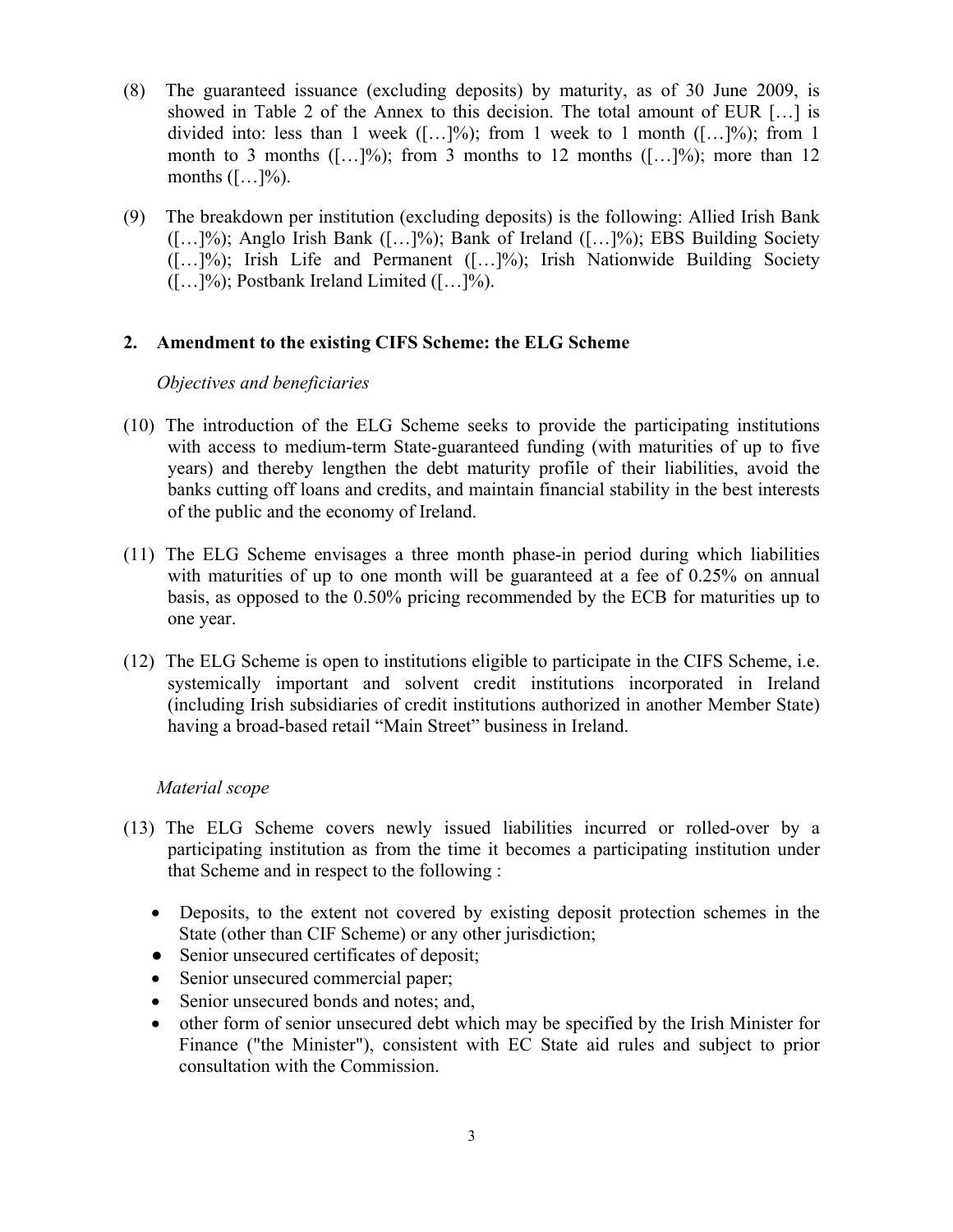(8) The guaranteed issuance (excluding deposits) by maturity, as of 30 June 2009, is showed in Table 2 of the Annex to this decision. The total amount of EUR […] is divided into: less than 1 week ([…]%); from 1 week to 1 month ([…]%); from 1 month to 3 months ([…]%); from 3 months to 12 months ([…]%); more than 12 months ([…]%).

(9) The breakdown per institution (excluding deposits) is the following: Allied Irish Bank ([…]%); Anglo Irish Bank ([…]%); Bank of Ireland ([…]%); EBS Building Society ([…]%); Irish Life and Permanent ([…]%); Irish Nationwide Building Society ([…]%); Postbank Ireland Limited ([…]%).

## 2. Amendment to the existing CIFS Scheme: the ELG Scheme

*Objectives and beneficiaries*

(10) The introduction of the ELG Scheme seeks to provide the participating institutions with access to medium-term State-guaranteed funding (with maturities of up to five years) and thereby lengthen the debt maturity profile of their liabilities, avoid the banks cutting off loans and credits, and maintain financial stability in the best interests of the public and the economy of Ireland.

(11) The ELG Scheme envisages a three month phase-in period during which liabilities with maturities of up to one month will be guaranteed at a fee of 0.25% on annual basis, as opposed to the 0.50% pricing recommended by the ECB for maturities up to one year.

(12) The ELG Scheme is open to institutions eligible to participate in the CIFS Scheme, i.e. systemically important and solvent credit institutions incorporated in Ireland (including Irish subsidiaries of credit institutions authorized in another Member State) having a broad-based retail "Main Street" business in Ireland.

*Material scope*

(13) The ELG Scheme covers newly issued liabilities incurred or rolled-over by a participating institution as from the time it becomes a participating institution under that Scheme and in respect to the following :

- Deposits, to the extent not covered by existing deposit protection schemes in the State (other than CIF Scheme) or any other jurisdiction;
- Senior unsecured certificates of deposit;
- Senior unsecured commercial paper;
- Senior unsecured bonds and notes; and,
- other form of senior unsecured debt which may be specified by the Irish Minister for Finance ("the Minister"), consistent with EC State aid rules and subject to prior consultation with the Commission.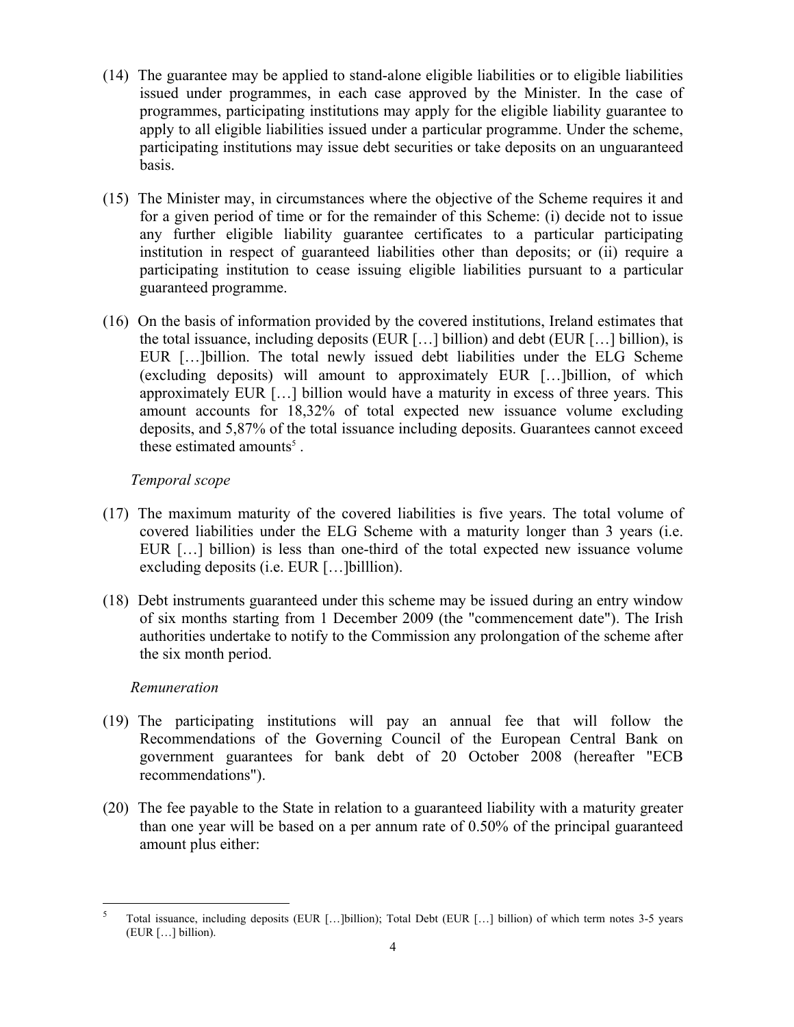(14) The guarantee may be applied to stand-alone eligible liabilities or to eligible liabilities issued under programmes, in each case approved by the Minister. In the case of programmes, participating institutions may apply for the eligible liability guarantee to apply to all eligible liabilities issued under a particular programme. Under the scheme, participating institutions may issue debt securities or take deposits on an unguaranteed basis.

(15) The Minister may, in circumstances where the objective of the Scheme requires it and for a given period of time or for the remainder of this Scheme: (i) decide not to issue any further eligible liability guarantee certificates to a particular participating institution in respect of guaranteed liabilities other than deposits; or (ii) require a participating institution to cease issuing eligible liabilities pursuant to a particular guaranteed programme.

(16) On the basis of information provided by the covered institutions, Ireland estimates that the total issuance, including deposits (EUR […] billion) and debt (EUR […] billion), is EUR […]billion. The total newly issued debt liabilities under the ELG Scheme (excluding deposits) will amount to approximately EUR […]billion, of which approximately EUR […] billion would have a maturity in excess of three years. This amount accounts for 18,32% of total expected new issuance volume excluding deposits, and 5,87% of the total issuance including deposits. Guarantees cannot exceed these estimated amounts[5] .

*Temporal scope*

(17) The maximum maturity of the covered liabilities is five years. The total volume of covered liabilities under the ELG Scheme with a maturity longer than 3 years (i.e. EUR […] billion) is less than one-third of the total expected new issuance volume excluding deposits (i.e. EUR […]billlion).

(18) Debt instruments guaranteed under this scheme may be issued during an entry window of six months starting from 1 December 2009 (the "commencement date"). The Irish authorities undertake to notify to the Commission any prolongation of the scheme after the six month period.

*Remuneration*

(19) The participating institutions will pay an annual fee that will follow the Recommendations of the Governing Council of the European Central Bank on government guarantees for bank debt of 20 October 2008 (hereafter "ECB recommendations").

(20) The fee payable to the State in relation to a guaranteed liability with a maturity greater than one year will be based on a per annum rate of 0.50% of the principal guaranteed amount plus either:

---

[5] Total issuance, including deposits (EUR […]billion); Total Debt (EUR […] billion) of which term notes 3-5 years (EUR […] billion).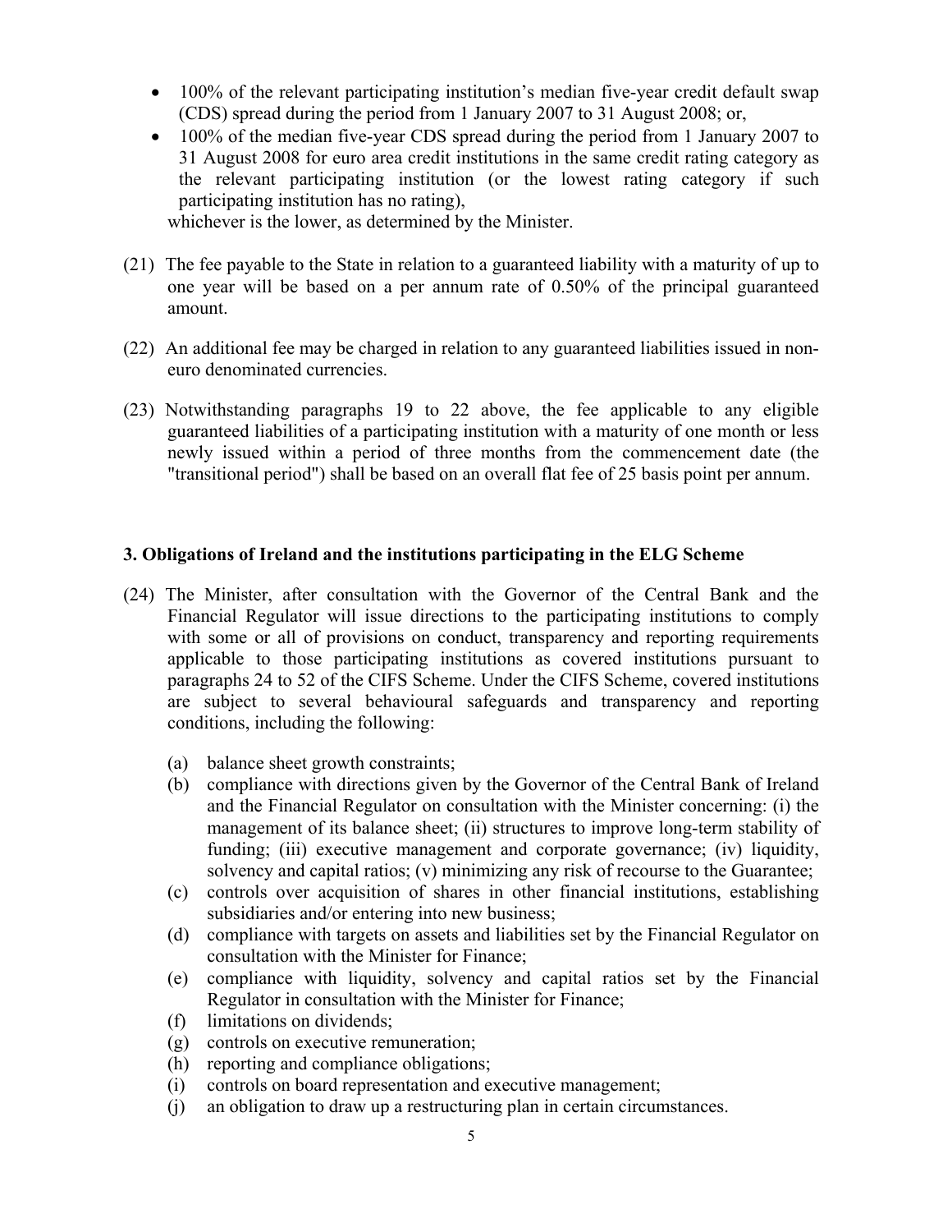- 100% of the relevant participating institution's median five-year credit default swap (CDS) spread during the period from 1 January 2007 to 31 August 2008; or,
- 100% of the median five-year CDS spread during the period from 1 January 2007 to 31 August 2008 for euro area credit institutions in the same credit rating category as the relevant participating institution (or the lowest rating category if such participating institution has no rating),

whichever is the lower, as determined by the Minister.

(21) The fee payable to the State in relation to a guaranteed liability with a maturity of up to one year will be based on a per annum rate of 0.50% of the principal guaranteed amount.

(22) An additional fee may be charged in relation to any guaranteed liabilities issued in non-euro denominated currencies.

(23) Notwithstanding paragraphs 19 to 22 above, the fee applicable to any eligible guaranteed liabilities of a participating institution with a maturity of one month or less newly issued within a period of three months from the commencement date (the "transitional period") shall be based on an overall flat fee of 25 basis point per annum.

### 3. Obligations of Ireland and the institutions participating in the ELG Scheme

(24) The Minister, after consultation with the Governor of the Central Bank and the Financial Regulator will issue directions to the participating institutions to comply with some or all of provisions on conduct, transparency and reporting requirements applicable to those participating institutions as covered institutions pursuant to paragraphs 24 to 52 of the CIFS Scheme. Under the CIFS Scheme, covered institutions are subject to several behavioural safeguards and transparency and reporting conditions, including the following:

(a) balance sheet growth constraints;
(b) compliance with directions given by the Governor of the Central Bank of Ireland and the Financial Regulator on consultation with the Minister concerning: (i) the management of its balance sheet; (ii) structures to improve long-term stability of funding; (iii) executive management and corporate governance; (iv) liquidity, solvency and capital ratios; (v) minimizing any risk of recourse to the Guarantee;
(c) controls over acquisition of shares in other financial institutions, establishing subsidiaries and/or entering into new business;
(d) compliance with targets on assets and liabilities set by the Financial Regulator on consultation with the Minister for Finance;
(e) compliance with liquidity, solvency and capital ratios set by the Financial Regulator in consultation with the Minister for Finance;
(f) limitations on dividends;
(g) controls on executive remuneration;
(h) reporting and compliance obligations;
(i) controls on board representation and executive management;
(j) an obligation to draw up a restructuring plan in certain circumstances.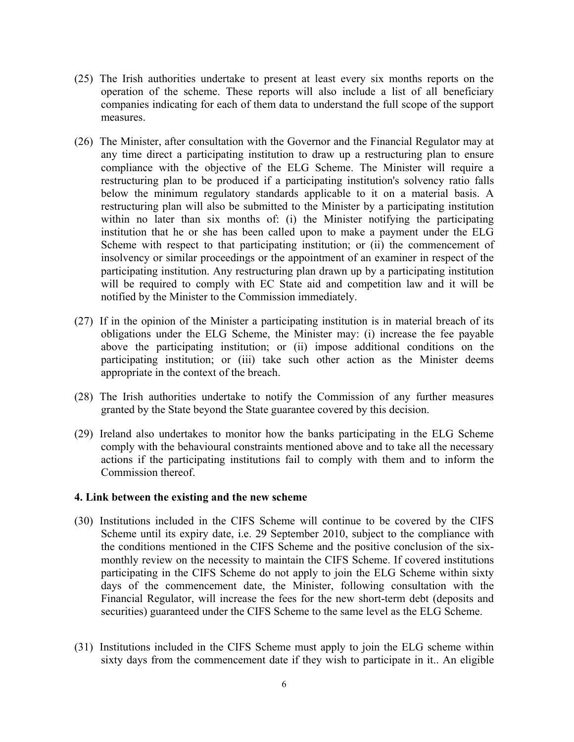(25) The Irish authorities undertake to present at least every six months reports on the operation of the scheme. These reports will also include a list of all beneficiary companies indicating for each of them data to understand the full scope of the support measures.

(26) The Minister, after consultation with the Governor and the Financial Regulator may at any time direct a participating institution to draw up a restructuring plan to ensure compliance with the objective of the ELG Scheme. The Minister will require a restructuring plan to be produced if a participating institution's solvency ratio falls below the minimum regulatory standards applicable to it on a material basis. A restructuring plan will also be submitted to the Minister by a participating institution within no later than six months of: (i) the Minister notifying the participating institution that he or she has been called upon to make a payment under the ELG Scheme with respect to that participating institution; or (ii) the commencement of insolvency or similar proceedings or the appointment of an examiner in respect of the participating institution. Any restructuring plan drawn up by a participating institution will be required to comply with EC State aid and competition law and it will be notified by the Minister to the Commission immediately.

(27) If in the opinion of the Minister a participating institution is in material breach of its obligations under the ELG Scheme, the Minister may: (i) increase the fee payable above the participating institution; or (ii) impose additional conditions on the participating institution; or (iii) take such other action as the Minister deems appropriate in the context of the breach.

(28) The Irish authorities undertake to notify the Commission of any further measures granted by the State beyond the State guarantee covered by this decision.

(29) Ireland also undertakes to monitor how the banks participating in the ELG Scheme comply with the behavioural constraints mentioned above and to take all the necessary actions if the participating institutions fail to comply with them and to inform the Commission thereof.

### 4. Link between the existing and the new scheme

(30) Institutions included in the CIFS Scheme will continue to be covered by the CIFS Scheme until its expiry date, i.e. 29 September 2010, subject to the compliance with the conditions mentioned in the CIFS Scheme and the positive conclusion of the six-monthly review on the necessity to maintain the CIFS Scheme. If covered institutions participating in the CIFS Scheme do not apply to join the ELG Scheme within sixty days of the commencement date, the Minister, following consultation with the Financial Regulator, will increase the fees for the new short-term debt (deposits and securities) guaranteed under the CIFS Scheme to the same level as the ELG Scheme.

(31) Institutions included in the CIFS Scheme must apply to join the ELG scheme within sixty days from the commencement date if they wish to participate in it.. An eligible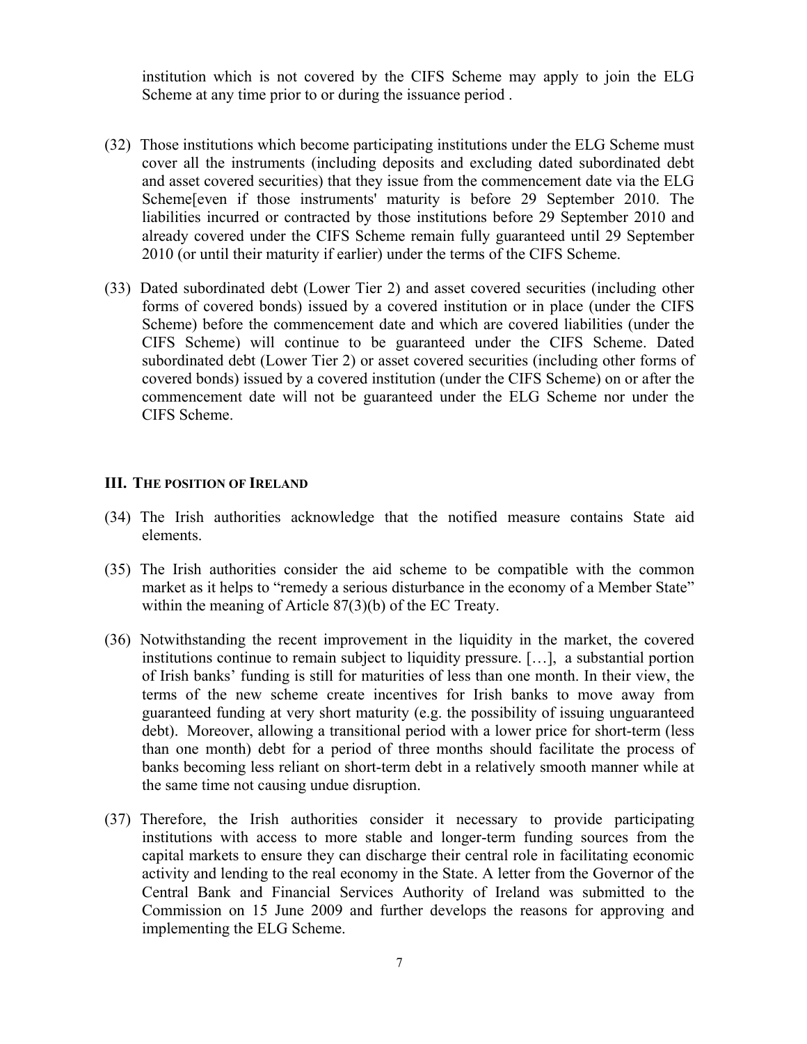institution which is not covered by the CIFS Scheme may apply to join the ELG Scheme at any time prior to or during the issuance period .

(32) Those institutions which become participating institutions under the ELG Scheme must cover all the instruments (including deposits and excluding dated subordinated debt and asset covered securities) that they issue from the commencement date via the ELG Scheme[even if those instruments' maturity is before 29 September 2010. The liabilities incurred or contracted by those institutions before 29 September 2010 and already covered under the CIFS Scheme remain fully guaranteed until 29 September 2010 (or until their maturity if earlier) under the terms of the CIFS Scheme.

(33) Dated subordinated debt (Lower Tier 2) and asset covered securities (including other forms of covered bonds) issued by a covered institution or in place (under the CIFS Scheme) before the commencement date and which are covered liabilities (under the CIFS Scheme) will continue to be guaranteed under the CIFS Scheme. Dated subordinated debt (Lower Tier 2) or asset covered securities (including other forms of covered bonds) issued by a covered institution (under the CIFS Scheme) on or after the commencement date will not be guaranteed under the ELG Scheme nor under the CIFS Scheme.

## III. THE POSITION OF IRELAND

(34) The Irish authorities acknowledge that the notified measure contains State aid elements.

(35) The Irish authorities consider the aid scheme to be compatible with the common market as it helps to "remedy a serious disturbance in the economy of a Member State" within the meaning of Article 87(3)(b) of the EC Treaty.

(36) Notwithstanding the recent improvement in the liquidity in the market, the covered institutions continue to remain subject to liquidity pressure. […], a substantial portion of Irish banks' funding is still for maturities of less than one month. In their view, the terms of the new scheme create incentives for Irish banks to move away from guaranteed funding at very short maturity (e.g. the possibility of issuing unguaranteed debt). Moreover, allowing a transitional period with a lower price for short-term (less than one month) debt for a period of three months should facilitate the process of banks becoming less reliant on short-term debt in a relatively smooth manner while at the same time not causing undue disruption.

(37) Therefore, the Irish authorities consider it necessary to provide participating institutions with access to more stable and longer-term funding sources from the capital markets to ensure they can discharge their central role in facilitating economic activity and lending to the real economy in the State. A letter from the Governor of the Central Bank and Financial Services Authority of Ireland was submitted to the Commission on 15 June 2009 and further develops the reasons for approving and implementing the ELG Scheme.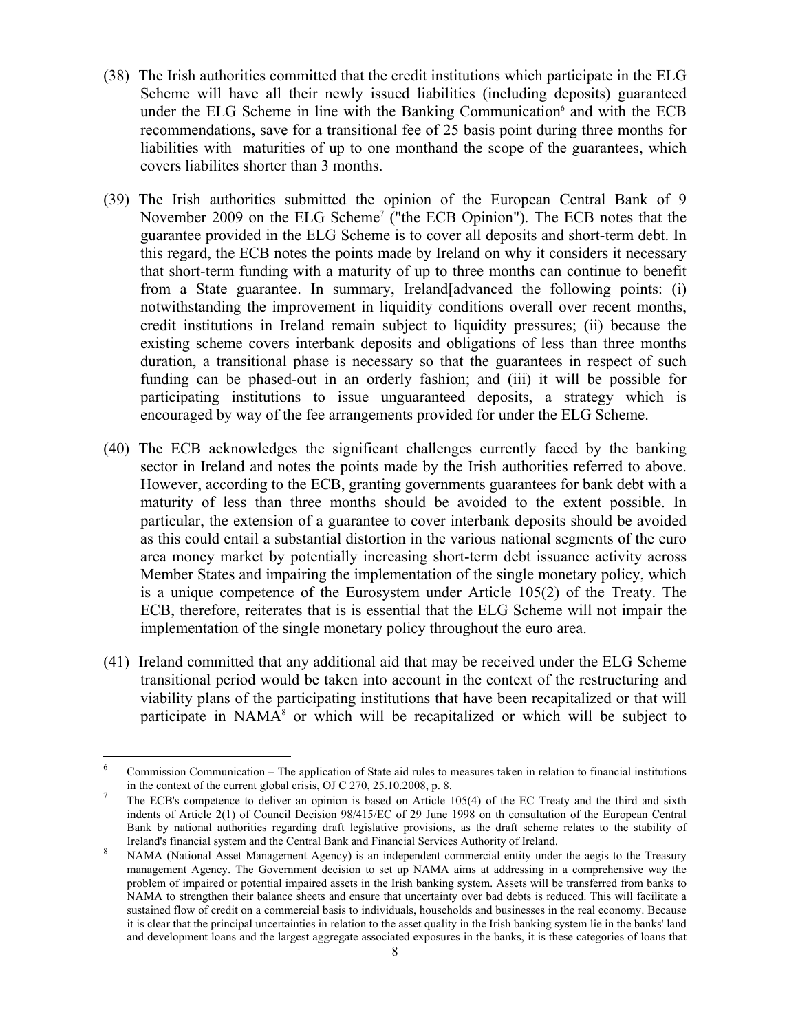(38) The Irish authorities committed that the credit institutions which participate in the ELG Scheme will have all their newly issued liabilities (including deposits) guaranteed under the ELG Scheme in line with the Banking Communication[6] and with the ECB recommendations, save for a transitional fee of 25 basis point during three months for liabilities with maturities of up to one monthand the scope of the guarantees, which covers liabilites shorter than 3 months.

(39) The Irish authorities submitted the opinion of the European Central Bank of 9 November 2009 on the ELG Scheme[7] ("the ECB Opinion"). The ECB notes that the guarantee provided in the ELG Scheme is to cover all deposits and short-term debt. In this regard, the ECB notes the points made by Ireland on why it considers it necessary that short-term funding with a maturity of up to three months can continue to benefit from a State guarantee. In summary, Ireland[advanced the following points: (i) notwithstanding the improvement in liquidity conditions overall over recent months, credit institutions in Ireland remain subject to liquidity pressures; (ii) because the existing scheme covers interbank deposits and obligations of less than three months duration, a transitional phase is necessary so that the guarantees in respect of such funding can be phased-out in an orderly fashion; and (iii) it will be possible for participating institutions to issue unguaranteed deposits, a strategy which is encouraged by way of the fee arrangements provided for under the ELG Scheme.

(40) The ECB acknowledges the significant challenges currently faced by the banking sector in Ireland and notes the points made by the Irish authorities referred to above. However, according to the ECB, granting governments guarantees for bank debt with a maturity of less than three months should be avoided to the extent possible. In particular, the extension of a guarantee to cover interbank deposits should be avoided as this could entail a substantial distortion in the various national segments of the euro area money market by potentially increasing short-term debt issuance activity across Member States and impairing the implementation of the single monetary policy, which is a unique competence of the Eurosystem under Article 105(2) of the Treaty. The ECB, therefore, reiterates that is is essential that the ELG Scheme will not impair the implementation of the single monetary policy throughout the euro area.

(41) Ireland committed that any additional aid that may be received under the ELG Scheme transitional period would be taken into account in the context of the restructuring and viability plans of the participating institutions that have been recapitalized or that will participate in NAMA[8] or which will be recapitalized or which will be subject to

---

[6] Commission Communication – The application of State aid rules to measures taken in relation to financial institutions in the context of the current global crisis, OJ C 270, 25.10.2008, p. 8.

[7] The ECB's competence to deliver an opinion is based on Article 105(4) of the EC Treaty and the third and sixth indents of Article 2(1) of Council Decision 98/415/EC of 29 June 1998 on th consultation of the European Central Bank by national authorities regarding draft legislative provisions, as the draft scheme relates to the stability of Ireland's financial system and the Central Bank and Financial Services Authority of Ireland.

[8] NAMA (National Asset Management Agency) is an independent commercial entity under the aegis to the Treasury management Agency. The Government decision to set up NAMA aims at addressing in a comprehensive way the problem of impaired or potential impaired assets in the Irish banking system. Assets will be transferred from banks to NAMA to strengthen their balance sheets and ensure that uncertainty over bad debts is reduced. This will facilitate a sustained flow of credit on a commercial basis to individuals, households and businesses in the real economy. Because it is clear that the principal uncertainties in relation to the asset quality in the Irish banking system lie in the banks' land and development loans and the largest aggregate associated exposures in the banks, it is these categories of loans that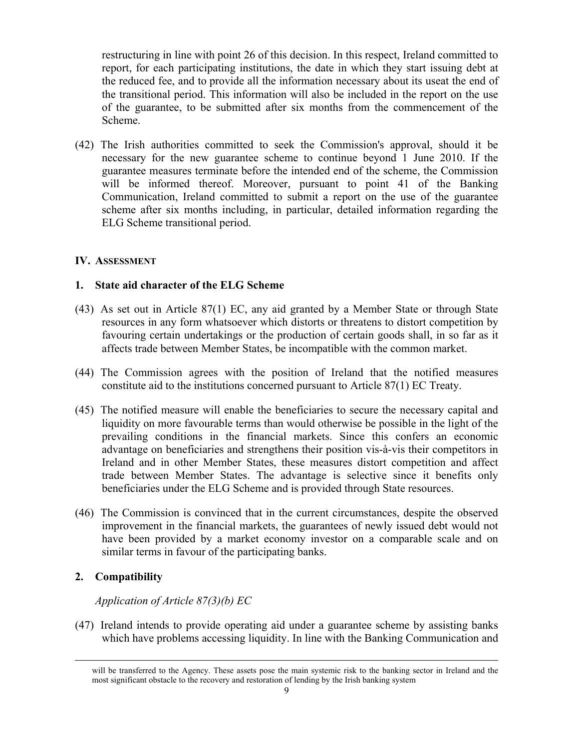restructuring in line with point 26 of this decision. In this respect, Ireland committed to report, for each participating institutions, the date in which they start issuing debt at the reduced fee, and to provide all the information necessary about its useat the end of the transitional period. This information will also be included in the report on the use of the guarantee, to be submitted after six months from the commencement of the Scheme.

(42) The Irish authorities committed to seek the Commission's approval, should it be necessary for the new guarantee scheme to continue beyond 1 June 2010. If the guarantee measures terminate before the intended end of the scheme, the Commission will be informed thereof. Moreover, pursuant to point 41 of the Banking Communication, Ireland committed to submit a report on the use of the guarantee scheme after six months including, in particular, detailed information regarding the ELG Scheme transitional period.

## IV. ASSESSMENT

### 1. State aid character of the ELG Scheme

(43) As set out in Article 87(1) EC, any aid granted by a Member State or through State resources in any form whatsoever which distorts or threatens to distort competition by favouring certain undertakings or the production of certain goods shall, in so far as it affects trade between Member States, be incompatible with the common market.

(44) The Commission agrees with the position of Ireland that the notified measures constitute aid to the institutions concerned pursuant to Article 87(1) EC Treaty.

(45) The notified measure will enable the beneficiaries to secure the necessary capital and liquidity on more favourable terms than would otherwise be possible in the light of the prevailing conditions in the financial markets. Since this confers an economic advantage on beneficiaries and strengthens their position vis-à-vis their competitors in Ireland and in other Member States, these measures distort competition and affect trade between Member States. The advantage is selective since it benefits only beneficiaries under the ELG Scheme and is provided through State resources.

(46) The Commission is convinced that in the current circumstances, despite the observed improvement in the financial markets, the guarantees of newly issued debt would not have been provided by a market economy investor on a comparable scale and on similar terms in favour of the participating banks.

### 2. Compatibility

*Application of Article 87(3)(b) EC*

(47) Ireland intends to provide operating aid under a guarantee scheme by assisting banks which have problems accessing liquidity. In line with the Banking Communication and

will be transferred to the Agency. These assets pose the main systemic risk to the banking sector in Ireland and the most significant obstacle to the recovery and restoration of lending by the Irish banking system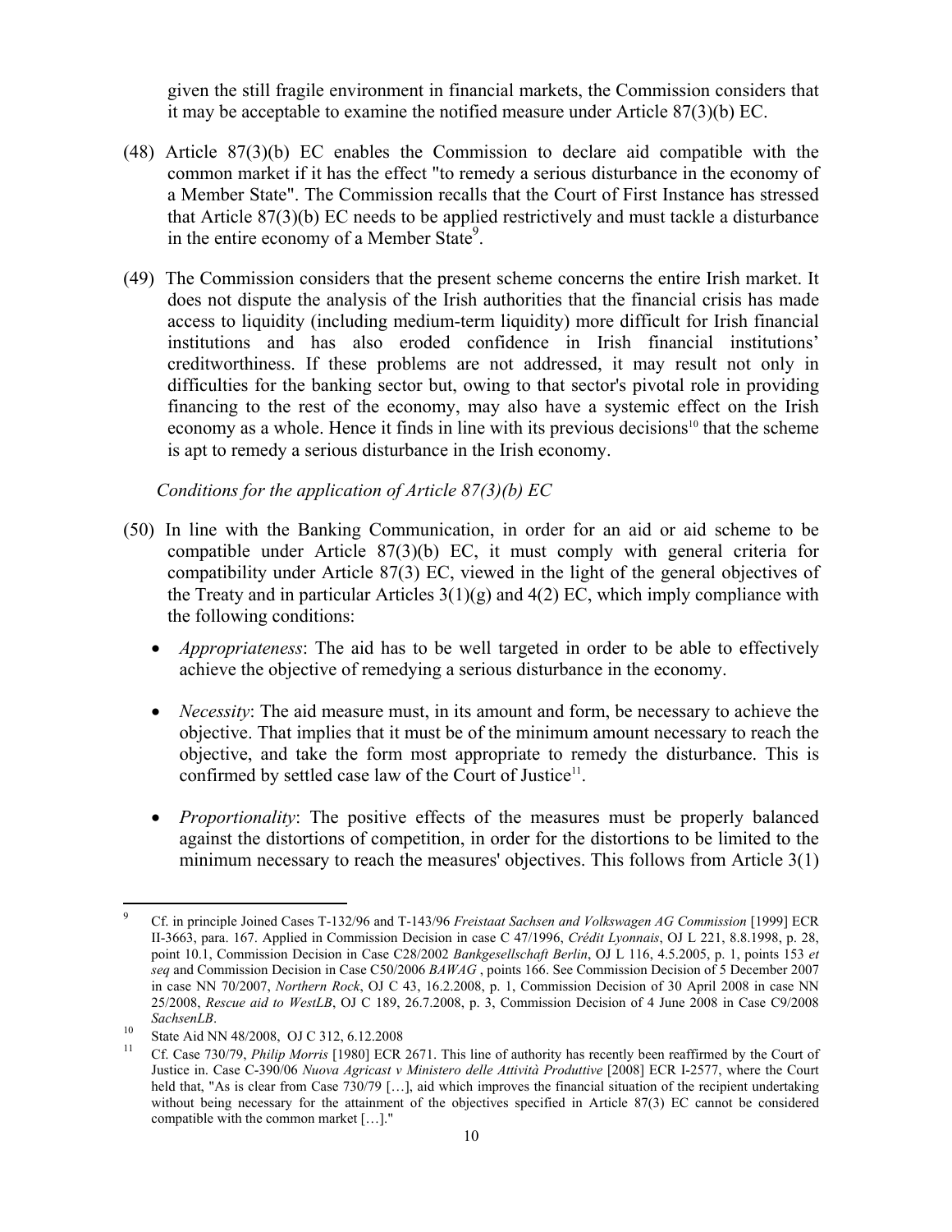given the still fragile environment in financial markets, the Commission considers that it may be acceptable to examine the notified measure under Article 87(3)(b) EC.

(48) Article 87(3)(b) EC enables the Commission to declare aid compatible with the common market if it has the effect "to remedy a serious disturbance in the economy of a Member State". The Commission recalls that the Court of First Instance has stressed that Article 87(3)(b) EC needs to be applied restrictively and must tackle a disturbance in the entire economy of a Member State[9].

(49) The Commission considers that the present scheme concerns the entire Irish market. It does not dispute the analysis of the Irish authorities that the financial crisis has made access to liquidity (including medium-term liquidity) more difficult for Irish financial institutions and has also eroded confidence in Irish financial institutions' creditworthiness. If these problems are not addressed, it may result not only in difficulties for the banking sector but, owing to that sector's pivotal role in providing financing to the rest of the economy, may also have a systemic effect on the Irish economy as a whole. Hence it finds in line with its previous decisions[10] that the scheme is apt to remedy a serious disturbance in the Irish economy.

*Conditions for the application of Article 87(3)(b) EC*

(50) In line with the Banking Communication, in order for an aid or aid scheme to be compatible under Article 87(3)(b) EC, it must comply with general criteria for compatibility under Article 87(3) EC, viewed in the light of the general objectives of the Treaty and in particular Articles 3(1)(g) and 4(2) EC, which imply compliance with the following conditions:

- *Appropriateness*: The aid has to be well targeted in order to be able to effectively achieve the objective of remedying a serious disturbance in the economy.

- *Necessity*: The aid measure must, in its amount and form, be necessary to achieve the objective. That implies that it must be of the minimum amount necessary to reach the objective, and take the form most appropriate to remedy the disturbance. This is confirmed by settled case law of the Court of Justice[11].

- *Proportionality*: The positive effects of the measures must be properly balanced against the distortions of competition, in order for the distortions to be limited to the minimum necessary to reach the measures' objectives. This follows from Article 3(1)

---

[9] Cf. in principle Joined Cases T-132/96 and T-143/96 *Freistaat Sachsen and Volkswagen AG Commission* [1999] ECR II-3663, para. 167. Applied in Commission Decision in case C 47/1996, *Crédit Lyonnais*, OJ L 221, 8.8.1998, p. 28, point 10.1, Commission Decision in Case C28/2002 *Bankgesellschaft Berlin*, OJ L 116, 4.5.2005, p. 1, points 153 *et seq* and Commission Decision in Case C50/2006 *BAWAG* , points 166. See Commission Decision of 5 December 2007 in case NN 70/2007, *Northern Rock*, OJ C 43, 16.2.2008, p. 1, Commission Decision of 30 April 2008 in case NN 25/2008, *Rescue aid to WestLB*, OJ C 189, 26.7.2008, p. 3, Commission Decision of 4 June 2008 in Case C9/2008 *SachsenLB*.

[10] State Aid NN 48/2008, OJ C 312, 6.12.2008

[11] Cf. Case 730/79, *Philip Morris* [1980] ECR 2671. This line of authority has recently been reaffirmed by the Court of Justice in. Case C-390/06 *Nuova Agricast v Ministero delle Attività Produttive* [2008] ECR I-2577, where the Court held that, "As is clear from Case 730/79 […], aid which improves the financial situation of the recipient undertaking without being necessary for the attainment of the objectives specified in Article 87(3) EC cannot be considered compatible with the common market […]."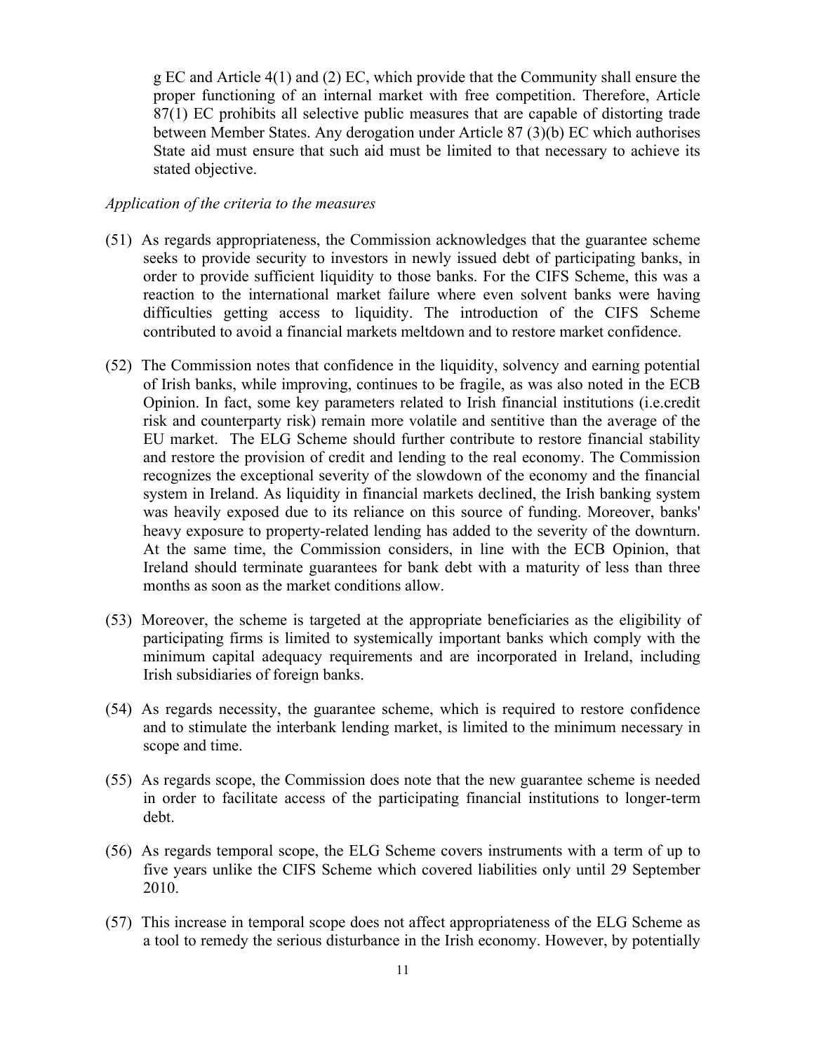g EC and Article 4(1) and (2) EC, which provide that the Community shall ensure the proper functioning of an internal market with free competition. Therefore, Article 87(1) EC prohibits all selective public measures that are capable of distorting trade between Member States. Any derogation under Article 87 (3)(b) EC which authorises State aid must ensure that such aid must be limited to that necessary to achieve its stated objective.

*Application of the criteria to the measures*

(51) As regards appropriateness, the Commission acknowledges that the guarantee scheme seeks to provide security to investors in newly issued debt of participating banks, in order to provide sufficient liquidity to those banks. For the CIFS Scheme, this was a reaction to the international market failure where even solvent banks were having difficulties getting access to liquidity. The introduction of the CIFS Scheme contributed to avoid a financial markets meltdown and to restore market confidence.

(52) The Commission notes that confidence in the liquidity, solvency and earning potential of Irish banks, while improving, continues to be fragile, as was also noted in the ECB Opinion. In fact, some key parameters related to Irish financial institutions (i.e.credit risk and counterparty risk) remain more volatile and sentitive than the average of the EU market. The ELG Scheme should further contribute to restore financial stability and restore the provision of credit and lending to the real economy. The Commission recognizes the exceptional severity of the slowdown of the economy and the financial system in Ireland. As liquidity in financial markets declined, the Irish banking system was heavily exposed due to its reliance on this source of funding. Moreover, banks' heavy exposure to property-related lending has added to the severity of the downturn. At the same time, the Commission considers, in line with the ECB Opinion, that Ireland should terminate guarantees for bank debt with a maturity of less than three months as soon as the market conditions allow.

(53) Moreover, the scheme is targeted at the appropriate beneficiaries as the eligibility of participating firms is limited to systemically important banks which comply with the minimum capital adequacy requirements and are incorporated in Ireland, including Irish subsidiaries of foreign banks.

(54) As regards necessity, the guarantee scheme, which is required to restore confidence and to stimulate the interbank lending market, is limited to the minimum necessary in scope and time.

(55) As regards scope, the Commission does note that the new guarantee scheme is needed in order to facilitate access of the participating financial institutions to longer-term debt.

(56) As regards temporal scope, the ELG Scheme covers instruments with a term of up to five years unlike the CIFS Scheme which covered liabilities only until 29 September 2010.

(57) This increase in temporal scope does not affect appropriateness of the ELG Scheme as a tool to remedy the serious disturbance in the Irish economy. However, by potentially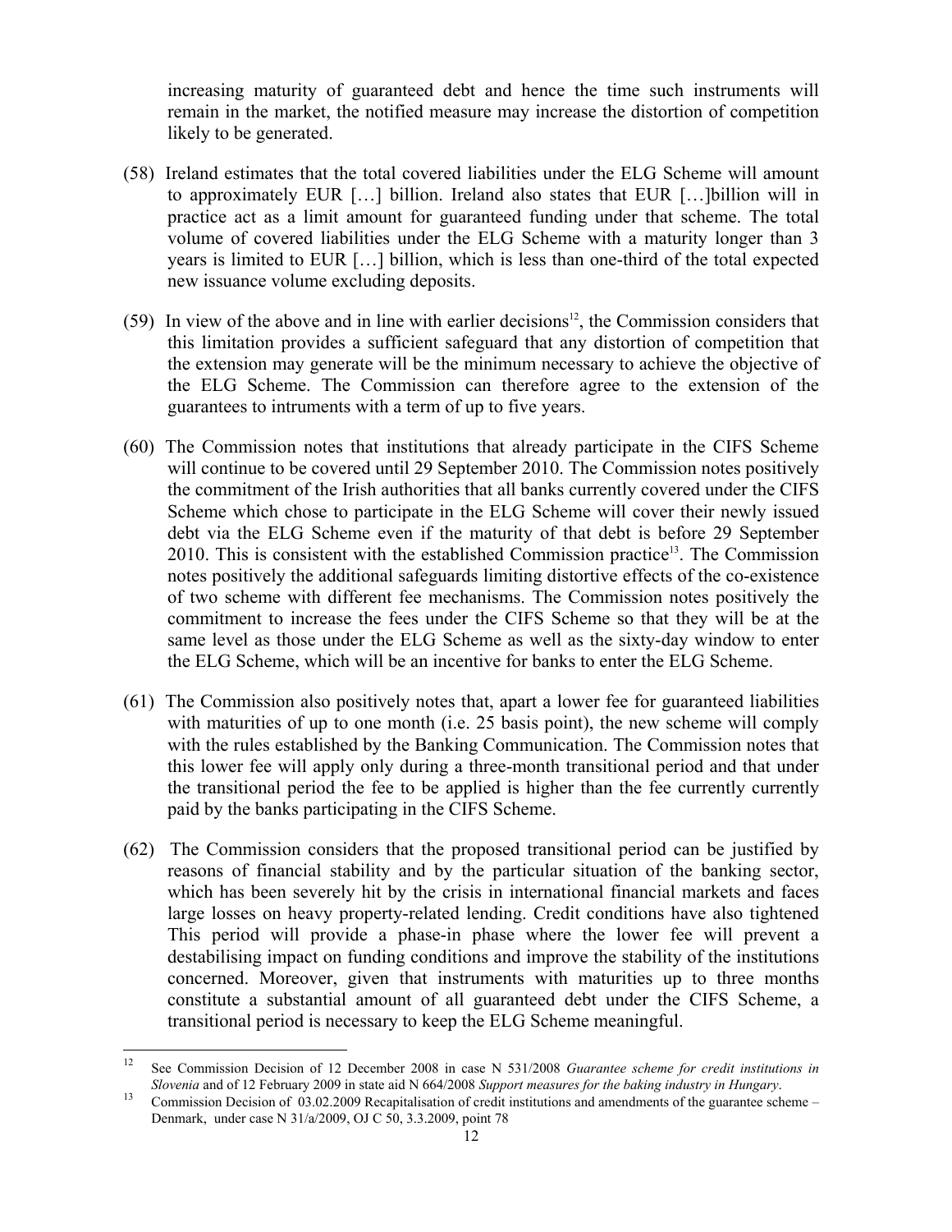increasing maturity of guaranteed debt and hence the time such instruments will remain in the market, the notified measure may increase the distortion of competition likely to be generated.

(58) Ireland estimates that the total covered liabilities under the ELG Scheme will amount to approximately EUR […] billion. Ireland also states that EUR […]billion will in practice act as a limit amount for guaranteed funding under that scheme. The total volume of covered liabilities under the ELG Scheme with a maturity longer than 3 years is limited to EUR […] billion, which is less than one-third of the total expected new issuance volume excluding deposits.

(59) In view of the above and in line with earlier decisions[12], the Commission considers that this limitation provides a sufficient safeguard that any distortion of competition that the extension may generate will be the minimum necessary to achieve the objective of the ELG Scheme. The Commission can therefore agree to the extension of the guarantees to intruments with a term of up to five years.

(60) The Commission notes that institutions that already participate in the CIFS Scheme will continue to be covered until 29 September 2010. The Commission notes positively the commitment of the Irish authorities that all banks currently covered under the CIFS Scheme which chose to participate in the ELG Scheme will cover their newly issued debt via the ELG Scheme even if the maturity of that debt is before 29 September 2010. This is consistent with the established Commission practice[13]. The Commission notes positively the additional safeguards limiting distortive effects of the co-existence of two scheme with different fee mechanisms. The Commission notes positively the commitment to increase the fees under the CIFS Scheme so that they will be at the same level as those under the ELG Scheme as well as the sixty-day window to enter the ELG Scheme, which will be an incentive for banks to enter the ELG Scheme.

(61) The Commission also positively notes that, apart a lower fee for guaranteed liabilities with maturities of up to one month (i.e. 25 basis point), the new scheme will comply with the rules established by the Banking Communication. The Commission notes that this lower fee will apply only during a three-month transitional period and that under the transitional period the fee to be applied is higher than the fee currently currently paid by the banks participating in the CIFS Scheme.

(62) The Commission considers that the proposed transitional period can be justified by reasons of financial stability and by the particular situation of the banking sector, which has been severely hit by the crisis in international financial markets and faces large losses on heavy property-related lending. Credit conditions have also tightened This period will provide a phase-in phase where the lower fee will prevent a destabilising impact on funding conditions and improve the stability of the institutions concerned. Moreover, given that instruments with maturities up to three months constitute a substantial amount of all guaranteed debt under the CIFS Scheme, a transitional period is necessary to keep the ELG Scheme meaningful.

[12] See Commission Decision of 12 December 2008 in case N 531/2008 *Guarantee scheme for credit institutions in Slovenia* and of 12 February 2009 in state aid N 664/2008 *Support measures for the baking industry in Hungary*.

[13] Commission Decision of 03.02.2009 Recapitalisation of credit institutions and amendments of the guarantee scheme – Denmark, under case N 31/a/2009, OJ C 50, 3.3.2009, point 78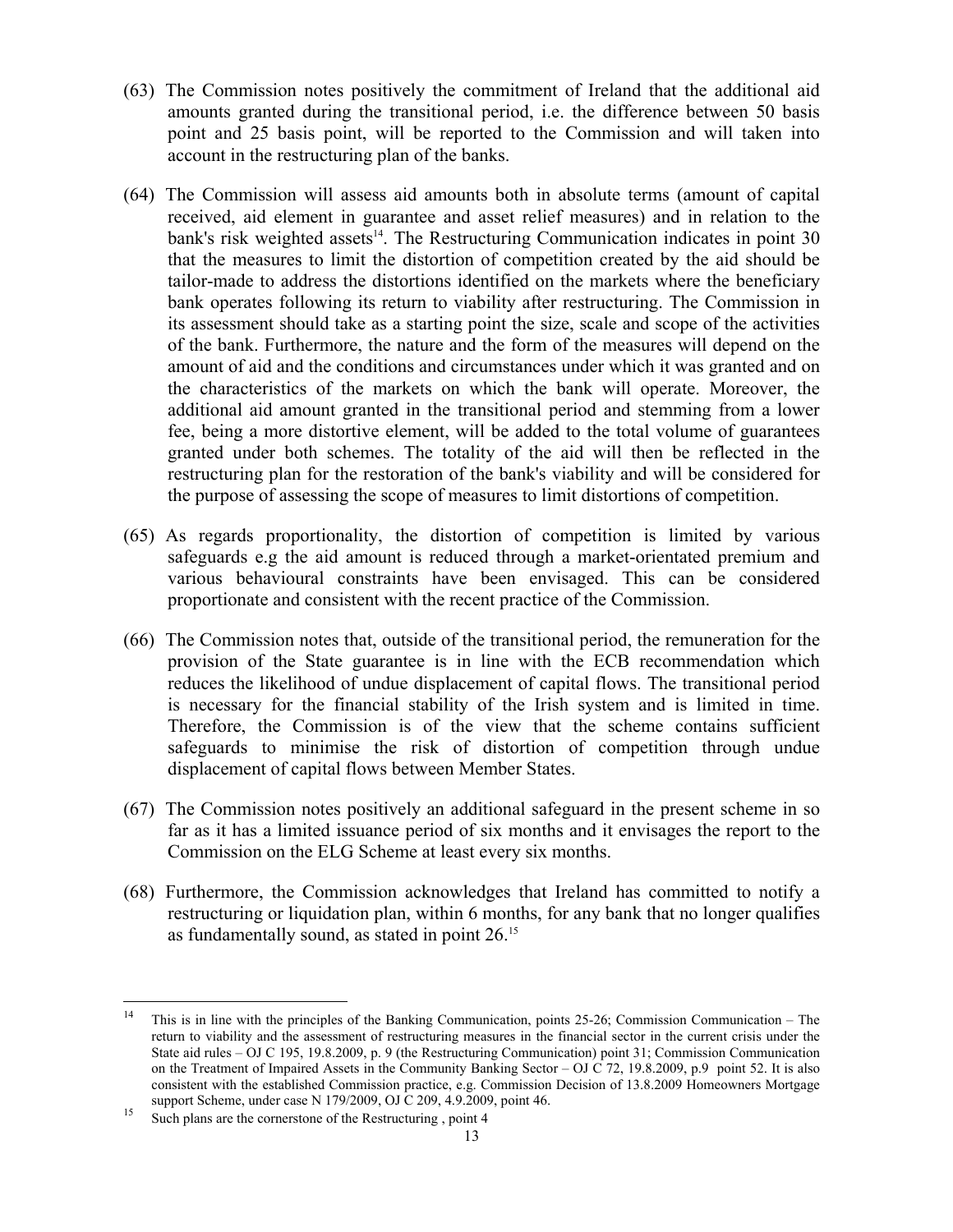(63) The Commission notes positively the commitment of Ireland that the additional aid amounts granted during the transitional period, i.e. the difference between 50 basis point and 25 basis point, will be reported to the Commission and will taken into account in the restructuring plan of the banks.

(64) The Commission will assess aid amounts both in absolute terms (amount of capital received, aid element in guarantee and asset relief measures) and in relation to the bank's risk weighted assets[14]. The Restructuring Communication indicates in point 30 that the measures to limit the distortion of competition created by the aid should be tailor-made to address the distortions identified on the markets where the beneficiary bank operates following its return to viability after restructuring. The Commission in its assessment should take as a starting point the size, scale and scope of the activities of the bank. Furthermore, the nature and the form of the measures will depend on the amount of aid and the conditions and circumstances under which it was granted and on the characteristics of the markets on which the bank will operate. Moreover, the additional aid amount granted in the transitional period and stemming from a lower fee, being a more distortive element, will be added to the total volume of guarantees granted under both schemes. The totality of the aid will then be reflected in the restructuring plan for the restoration of the bank's viability and will be considered for the purpose of assessing the scope of measures to limit distortions of competition.

(65) As regards proportionality, the distortion of competition is limited by various safeguards e.g the aid amount is reduced through a market-orientated premium and various behavioural constraints have been envisaged. This can be considered proportionate and consistent with the recent practice of the Commission.

(66) The Commission notes that, outside of the transitional period, the remuneration for the provision of the State guarantee is in line with the ECB recommendation which reduces the likelihood of undue displacement of capital flows. The transitional period is necessary for the financial stability of the Irish system and is limited in time. Therefore, the Commission is of the view that the scheme contains sufficient safeguards to minimise the risk of distortion of competition through undue displacement of capital flows between Member States.

(67) The Commission notes positively an additional safeguard in the present scheme in so far as it has a limited issuance period of six months and it envisages the report to the Commission on the ELG Scheme at least every six months.

(68) Furthermore, the Commission acknowledges that Ireland has committed to notify a restructuring or liquidation plan, within 6 months, for any bank that no longer qualifies as fundamentally sound, as stated in point 26.[15]

---

[14] This is in line with the principles of the Banking Communication, points 25-26; Commission Communication – The return to viability and the assessment of restructuring measures in the financial sector in the current crisis under the State aid rules – OJ C 195, 19.8.2009, p. 9 (the Restructuring Communication) point 31; Commission Communication on the Treatment of Impaired Assets in the Community Banking Sector – OJ C 72, 19.8.2009, p.9 point 52. It is also consistent with the established Commission practice, e.g. Commission Decision of 13.8.2009 Homeowners Mortgage support Scheme, under case N 179/2009, OJ C 209, 4.9.2009, point 46.

[15] Such plans are the cornerstone of the Restructuring , point 4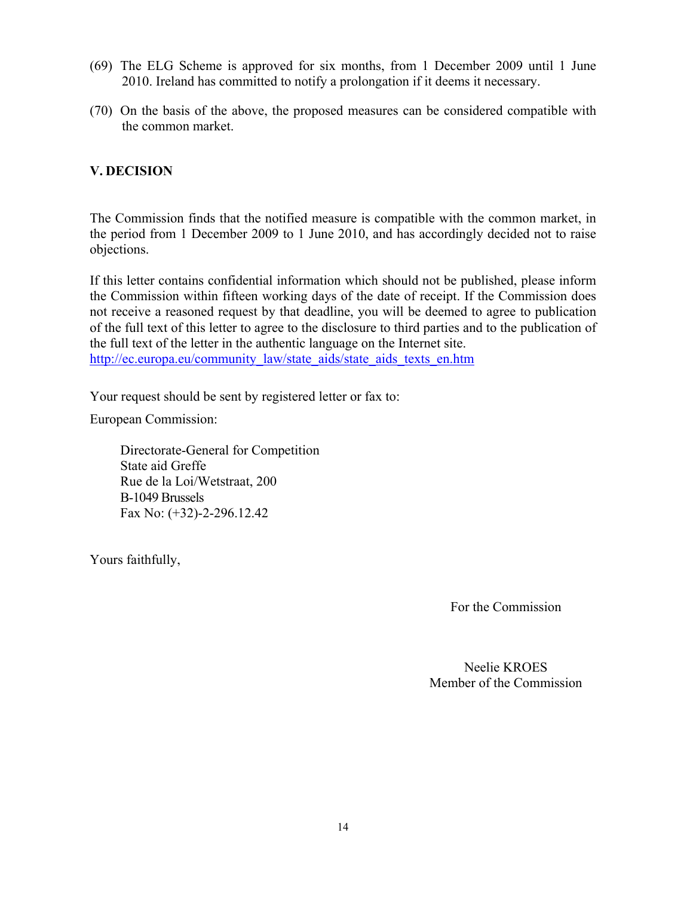(69) The ELG Scheme is approved for six months, from 1 December 2009 until 1 June 2010. Ireland has committed to notify a prolongation if it deems it necessary.

(70) On the basis of the above, the proposed measures can be considered compatible with the common market.

## V. DECISION

The Commission finds that the notified measure is compatible with the common market, in the period from 1 December 2009 to 1 June 2010, and has accordingly decided not to raise objections.

If this letter contains confidential information which should not be published, please inform the Commission within fifteen working days of the date of receipt. If the Commission does not receive a reasoned request by that deadline, you will be deemed to agree to publication of the full text of this letter to agree to the disclosure to third parties and to the publication of the full text of the letter in the authentic language on the Internet site. http://ec.europa.eu/community_law/state_aids/state_aids_texts_en.htm

Your request should be sent by registered letter or fax to:

European Commission:

Directorate-General for Competition
State aid Greffe
Rue de la Loi/Wetstraat, 200
B-1049 Brussels
Fax No: (+32)-2-296.12.42

Yours faithfully,

For the Commission

Neelie KROES
Member of the Commission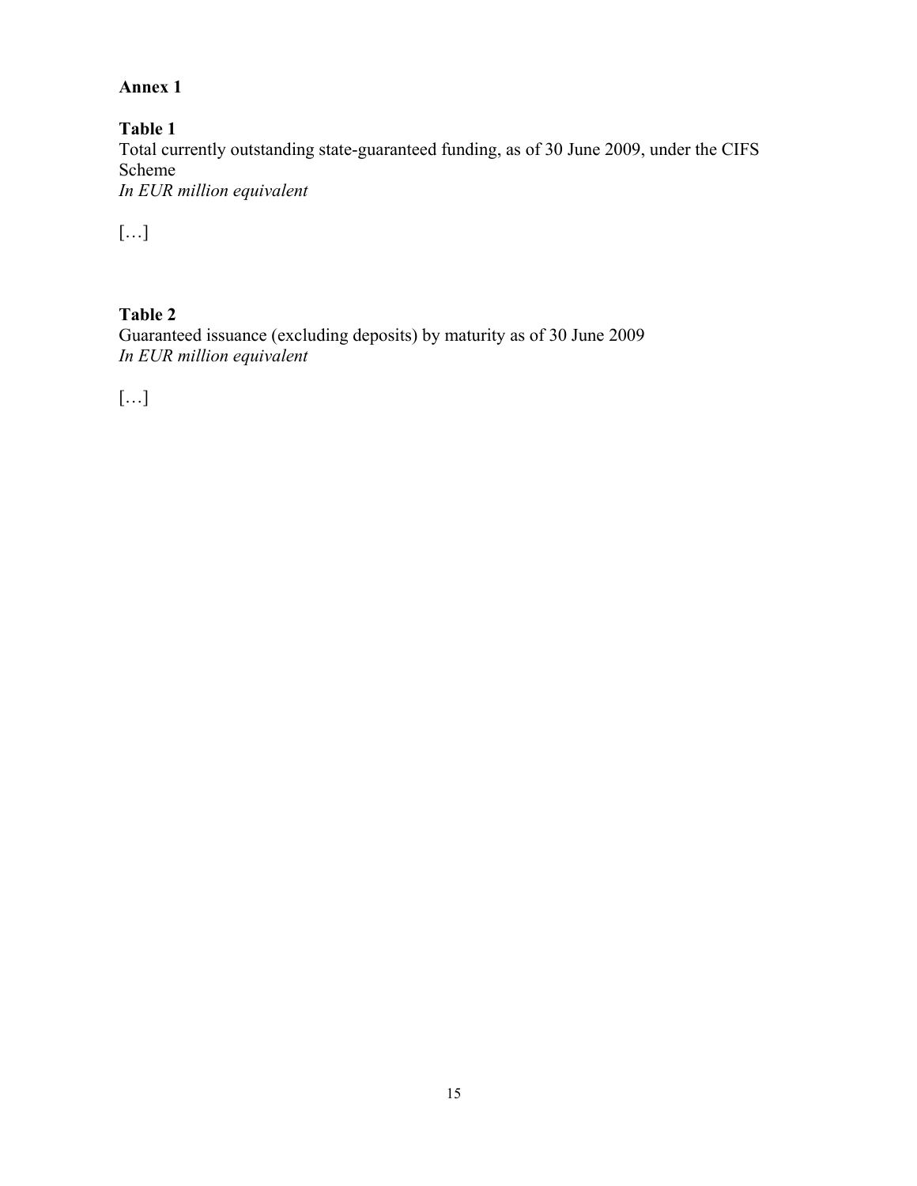**Annex 1**

**Table 1**

Total currently outstanding state-guaranteed funding, as of 30 June 2009, under the CIFS Scheme

*In EUR million equivalent*

[…]

**Table 2**

Guaranteed issuance (excluding deposits) by maturity as of 30 June 2009

*In EUR million equivalent*

[…]